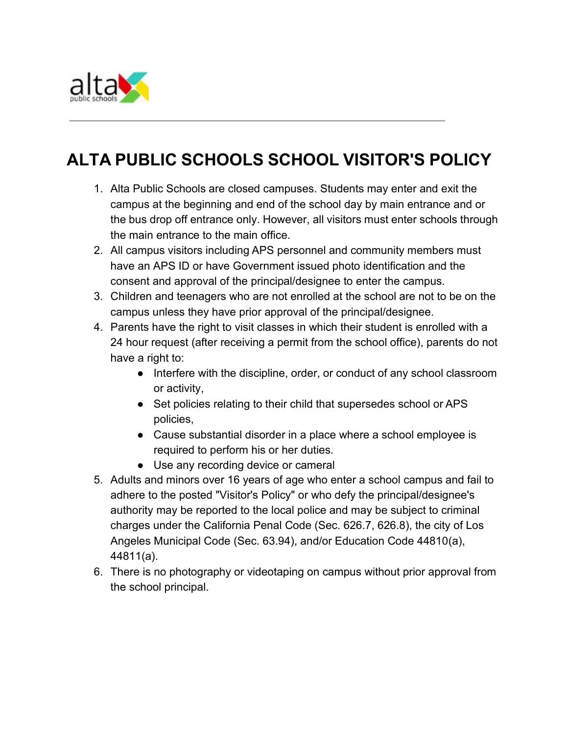# ALTA PUBLIC SCHOOLS SCHOOL VISITOR'S POLICY

1. Alta Public Schools are closed campuses. Students may enter and exit the campus at the beginning and end of the school day by main entrance and or the bus drop off entrance only. However, all visitors must enter schools through the main entrance to the main office.
2. All campus visitors including APS personnel and community members must have an APS ID or have Government issued photo identification and the consent and approval of the principal/designee to enter the campus.
3. Children and teenagers who are not enrolled at the school are not to be on the campus unless they have prior approval of the principal/designee.
4. Parents have the right to visit classes in which their student is enrolled with a 24 hour request (after receiving a permit from the school office), parents do not have a right to:
   - Interfere with the discipline, order, or conduct of any school classroom or activity,
   - Set policies relating to their child that supersedes school or APS policies,
   - Cause substantial disorder in a place where a school employee is required to perform his or her duties.
   - Use any recording device or cameral
5. Adults and minors over 16 years of age who enter a school campus and fail to adhere to the posted "Visitor's Policy" or who defy the principal/designee's authority may be reported to the local police and may be subject to criminal charges under the California Penal Code (Sec. 626.7, 626.8), the city of Los Angeles Municipal Code (Sec. 63.94), and/or Education Code 44810(a), 44811(a).
6. There is no photography or videotaping on campus without prior approval from the school principal.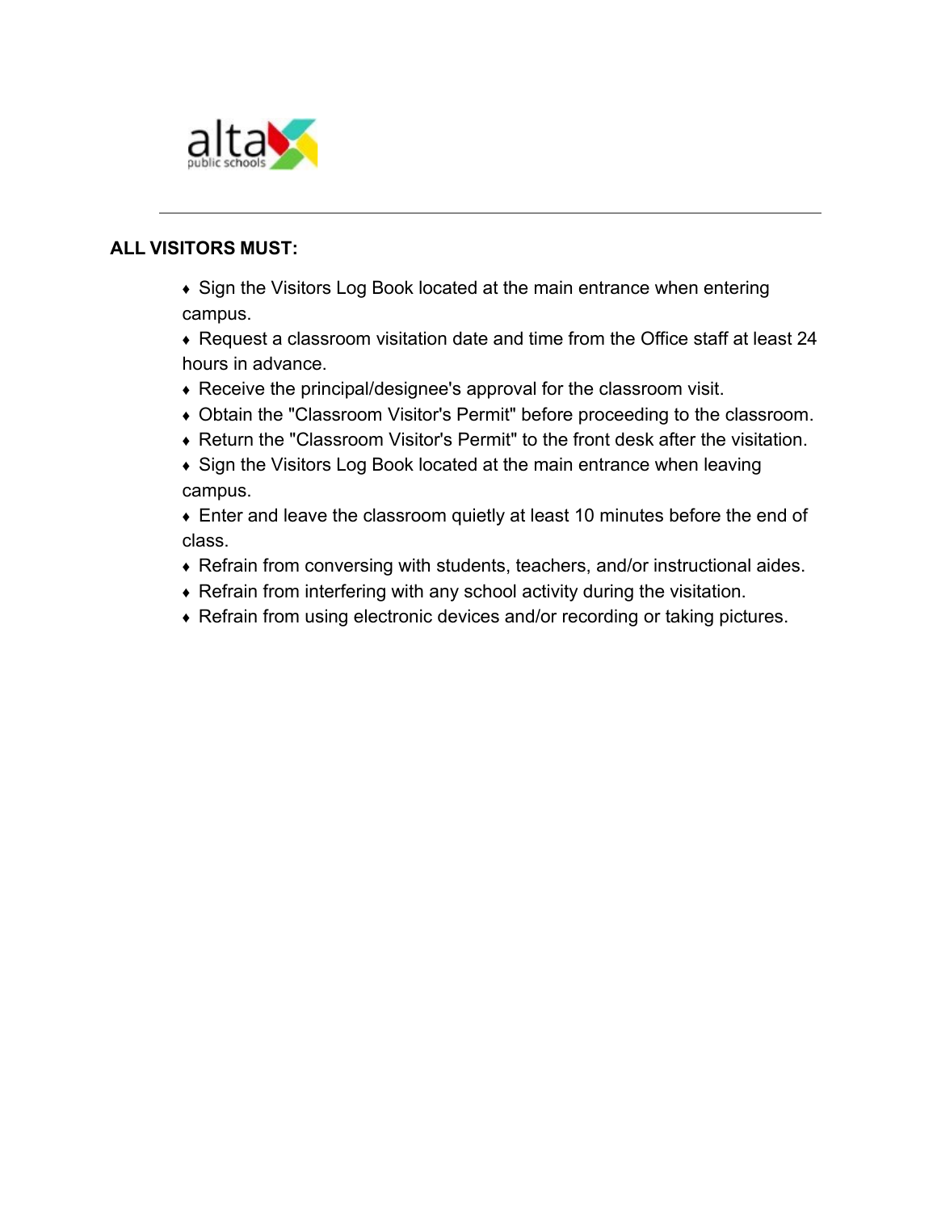**ALL VISITORS MUST:**

- Sign the Visitors Log Book located at the main entrance when entering campus.
- Request a classroom visitation date and time from the Office staff at least 24 hours in advance.
- Receive the principal/designee's approval for the classroom visit.
- Obtain the "Classroom Visitor's Permit" before proceeding to the classroom.
- Return the "Classroom Visitor's Permit" to the front desk after the visitation.
- Sign the Visitors Log Book located at the main entrance when leaving campus.
- Enter and leave the classroom quietly at least 10 minutes before the end of class.
- Refrain from conversing with students, teachers, and/or instructional aides.
- Refrain from interfering with any school activity during the visitation.
- Refrain from using electronic devices and/or recording or taking pictures.